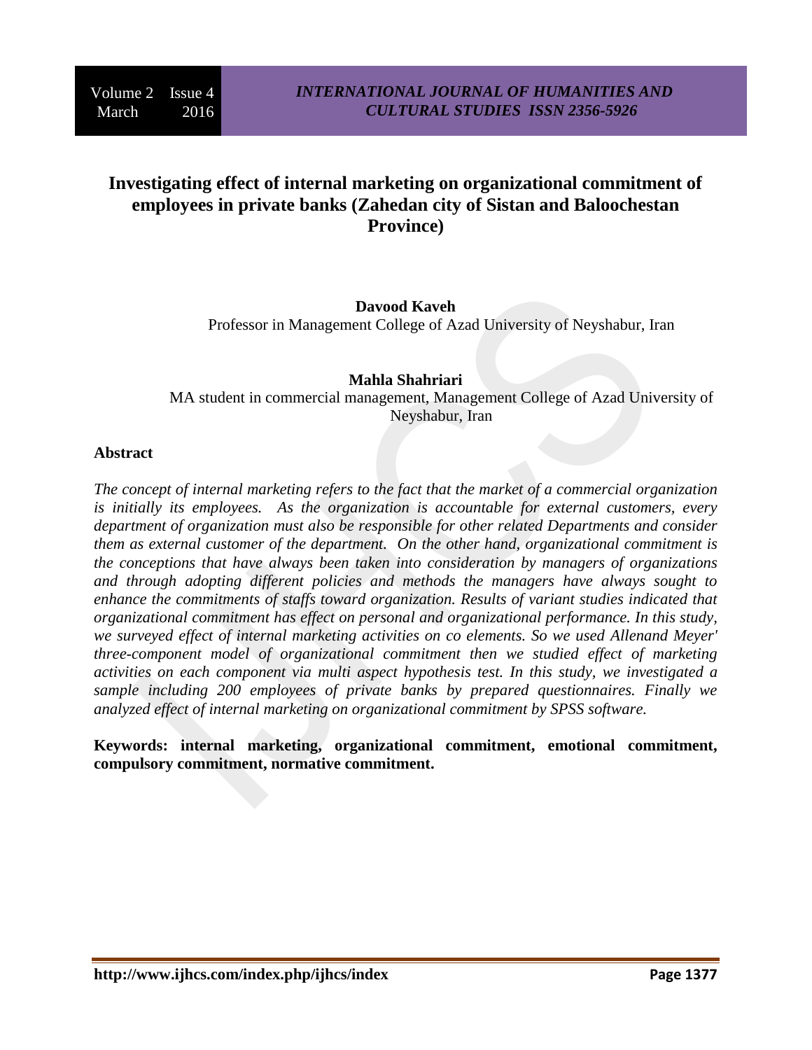# Investigating effect of internal marketing on organizational commitment of employees in private banks (Zahedan city of Sistan and Baloochestan Province)

**Davood Kaveh**

Professor in Management College of Azad University of Neyshabur, Iran

**Mahla Shahriari**

MA student in commercial management, Management College of Azad University of Neyshabur, Iran

## Abstract

*The concept of internal marketing refers to the fact that the market of a commercial organization is initially its employees. As the organization is accountable for external customers, every department of organization must also be responsible for other related Departments and consider them as external customer of the department. On the other hand, organizational commitment is the conceptions that have always been taken into consideration by managers of organizations and through adopting different policies and methods the managers have always sought to enhance the commitments of staffs toward organization. Results of variant studies indicated that organizational commitment has effect on personal and organizational performance. In this study, we surveyed effect of internal marketing activities on co elements. So we used Allenand Meyer' three-component model of organizational commitment then we studied effect of marketing activities on each component via multi aspect hypothesis test. In this study, we investigated a sample including 200 employees of private banks by prepared questionnaires. Finally we analyzed effect of internal marketing on organizational commitment by SPSS software.*

**Keywords: internal marketing, organizational commitment, emotional commitment, compulsory commitment, normative commitment.**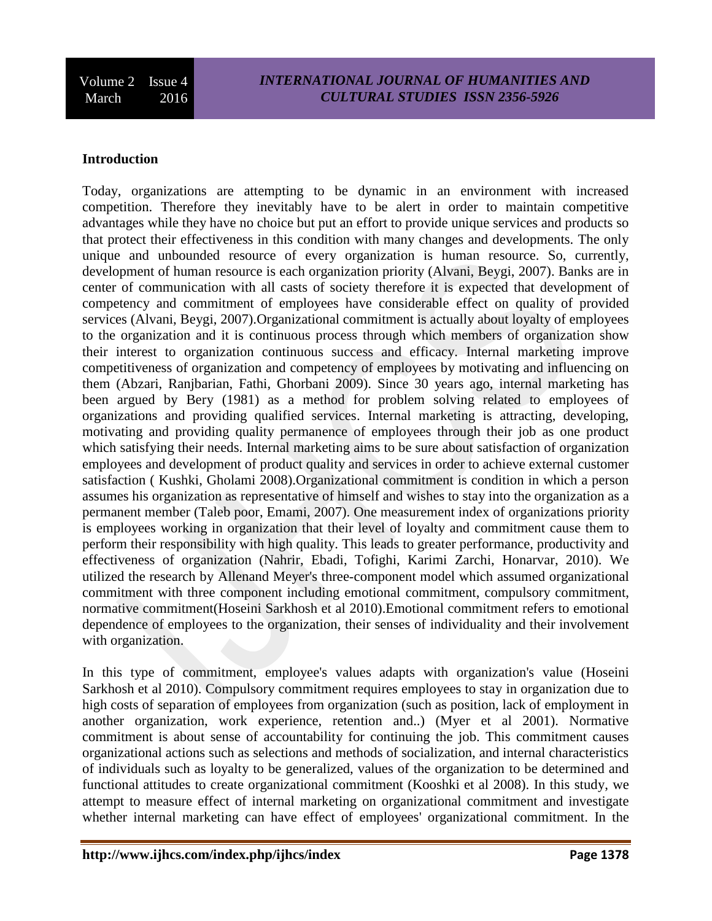## Introduction

Today, organizations are attempting to be dynamic in an environment with increased competition. Therefore they inevitably have to be alert in order to maintain competitive advantages while they have no choice but put an effort to provide unique services and products so that protect their effectiveness in this condition with many changes and developments. The only unique and unbounded resource of every organization is human resource. So, currently, development of human resource is each organization priority (Alvani, Beygi, 2007). Banks are in center of communication with all casts of society therefore it is expected that development of competency and commitment of employees have considerable effect on quality of provided services (Alvani, Beygi, 2007).Organizational commitment is actually about loyalty of employees to the organization and it is continuous process through which members of organization show their interest to organization continuous success and efficacy. Internal marketing improve competitiveness of organization and competency of employees by motivating and influencing on them (Abzari, Ranjbarian, Fathi, Ghorbani 2009). Since 30 years ago, internal marketing has been argued by Bery (1981) as a method for problem solving related to employees of organizations and providing qualified services. Internal marketing is attracting, developing, motivating and providing quality permanence of employees through their job as one product which satisfying their needs. Internal marketing aims to be sure about satisfaction of organization employees and development of product quality and services in order to achieve external customer satisfaction ( Kushki, Gholami 2008).Organizational commitment is condition in which a person assumes his organization as representative of himself and wishes to stay into the organization as a permanent member (Taleb poor, Emami, 2007). One measurement index of organizations priority is employees working in organization that their level of loyalty and commitment cause them to perform their responsibility with high quality. This leads to greater performance, productivity and effectiveness of organization (Nahrir, Ebadi, Tofighi, Karimi Zarchi, Honarvar, 2010). We utilized the research by Allenand Meyer's three-component model which assumed organizational commitment with three component including emotional commitment, compulsory commitment, normative commitment(Hoseini Sarkhosh et al 2010).Emotional commitment refers to emotional dependence of employees to the organization, their senses of individuality and their involvement with organization.

In this type of commitment, employee's values adapts with organization's value (Hoseini Sarkhosh et al 2010). Compulsory commitment requires employees to stay in organization due to high costs of separation of employees from organization (such as position, lack of employment in another organization, work experience, retention and..) (Myer et al 2001). Normative commitment is about sense of accountability for continuing the job. This commitment causes organizational actions such as selections and methods of socialization, and internal characteristics of individuals such as loyalty to be generalized, values of the organization to be determined and functional attitudes to create organizational commitment (Kooshki et al 2008). In this study, we attempt to measure effect of internal marketing on organizational commitment and investigate whether internal marketing can have effect of employees' organizational commitment. In the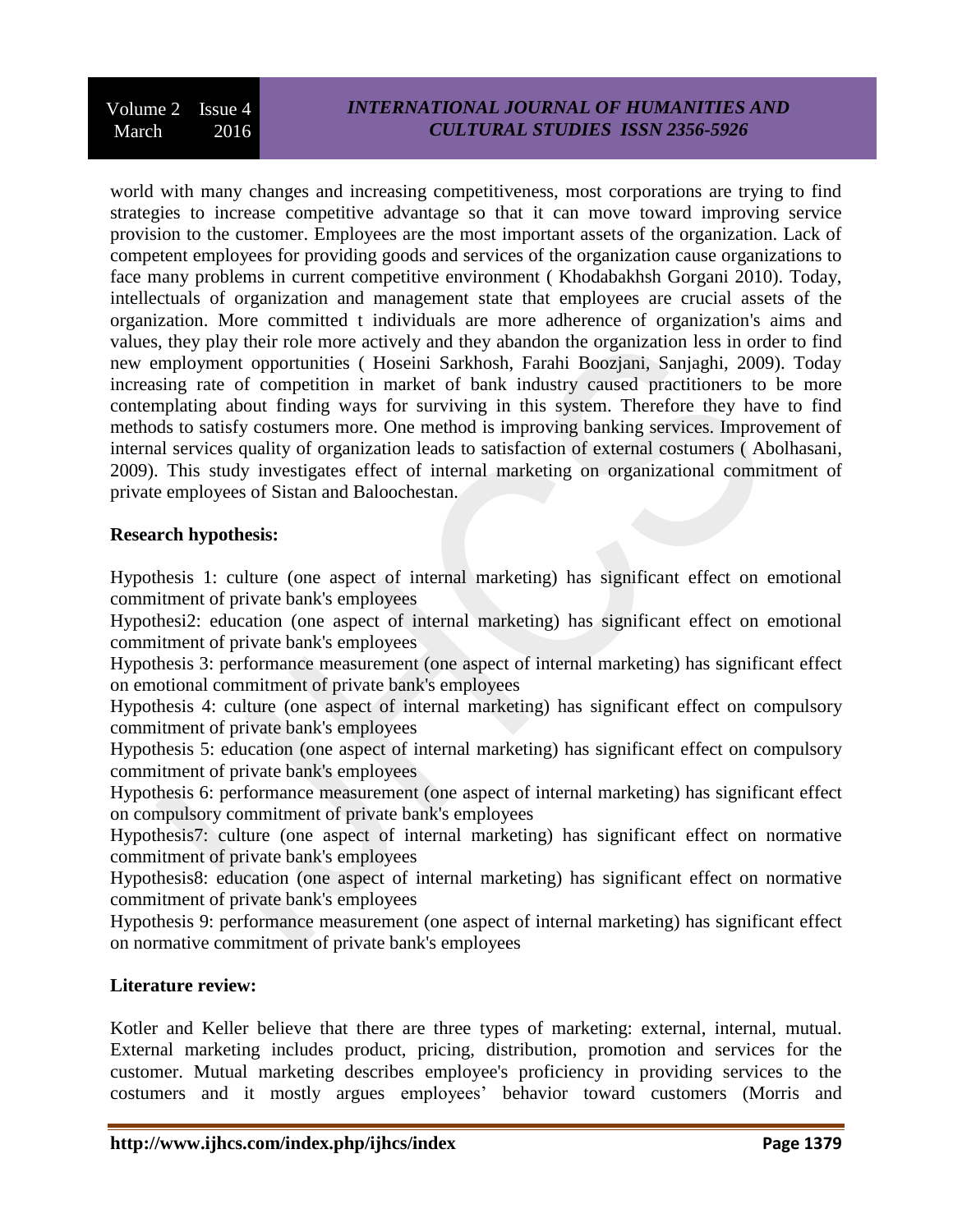world with many changes and increasing competitiveness, most corporations are trying to find strategies to increase competitive advantage so that it can move toward improving service provision to the customer. Employees are the most important assets of the organization. Lack of competent employees for providing goods and services of the organization cause organizations to face many problems in current competitive environment ( Khodabakhsh Gorgani 2010). Today, intellectuals of organization and management state that employees are crucial assets of the organization. More committed t individuals are more adherence of organization's aims and values, they play their role more actively and they abandon the organization less in order to find new employment opportunities ( Hoseini Sarkhosh, Farahi Boozjani, Sanjaghi, 2009). Today increasing rate of competition in market of bank industry caused practitioners to be more contemplating about finding ways for surviving in this system. Therefore they have to find methods to satisfy costumers more. One method is improving banking services. Improvement of internal services quality of organization leads to satisfaction of external costumers ( Abolhasani, 2009). This study investigates effect of internal marketing on organizational commitment of private employees of Sistan and Baloochestan.

**Research hypothesis:**

Hypothesis 1: culture (one aspect of internal marketing) has significant effect on emotional commitment of private bank's employees

Hypothesi2: education (one aspect of internal marketing) has significant effect on emotional commitment of private bank's employees

Hypothesis 3: performance measurement (one aspect of internal marketing) has significant effect on emotional commitment of private bank's employees

Hypothesis 4: culture (one aspect of internal marketing) has significant effect on compulsory commitment of private bank's employees

Hypothesis 5: education (one aspect of internal marketing) has significant effect on compulsory commitment of private bank's employees

Hypothesis 6: performance measurement (one aspect of internal marketing) has significant effect on compulsory commitment of private bank's employees

Hypothesis7: culture (one aspect of internal marketing) has significant effect on normative commitment of private bank's employees

Hypothesis8: education (one aspect of internal marketing) has significant effect on normative commitment of private bank's employees

Hypothesis 9: performance measurement (one aspect of internal marketing) has significant effect on normative commitment of private bank's employees

**Literature review:**

Kotler and Keller believe that there are three types of marketing: external, internal, mutual. External marketing includes product, pricing, distribution, promotion and services for the customer. Mutual marketing describes employee's proficiency in providing services to the costumers and it mostly argues employees' behavior toward customers (Morris and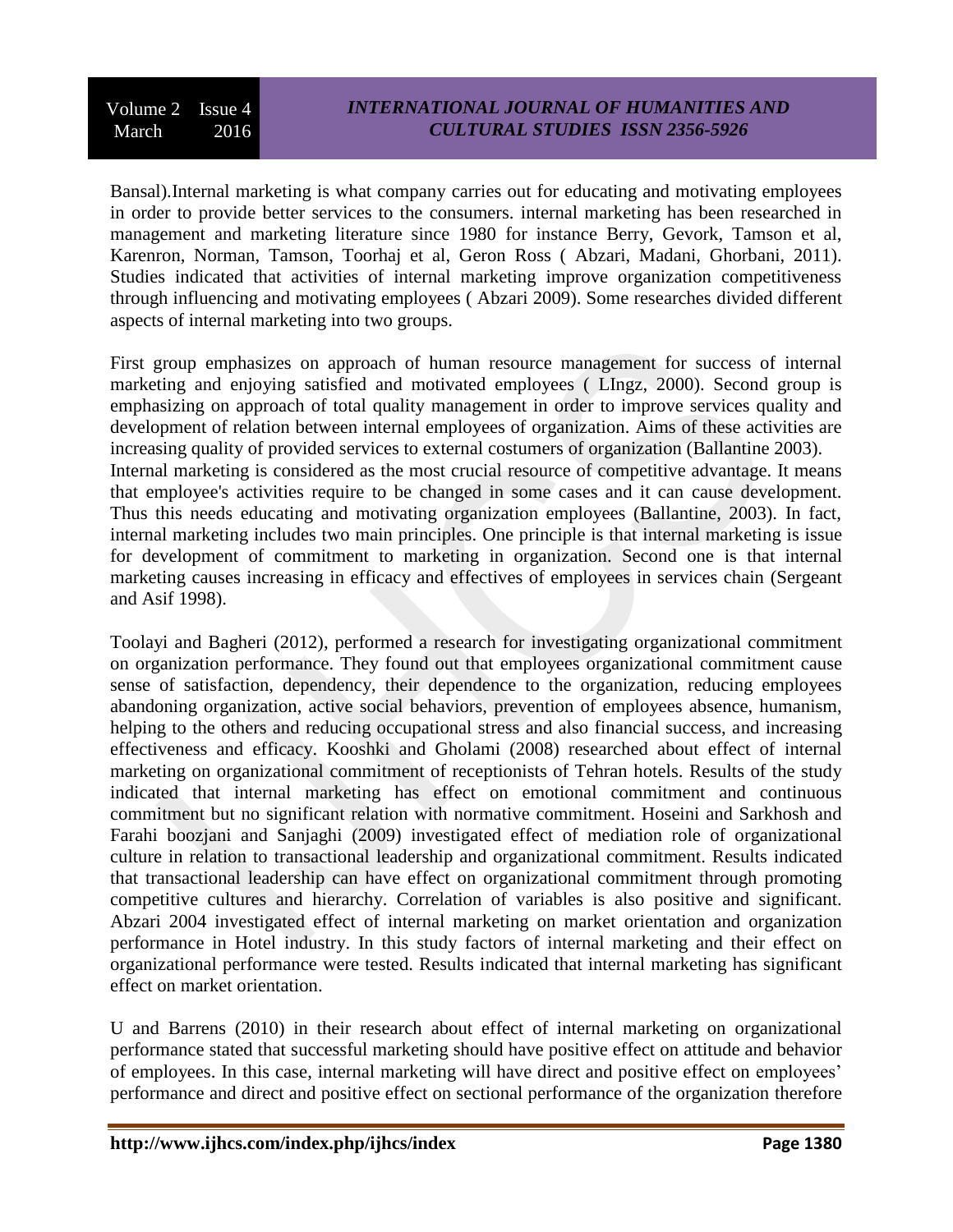Bansal).Internal marketing is what company carries out for educating and motivating employees in order to provide better services to the consumers. internal marketing has been researched in management and marketing literature since 1980 for instance Berry, Gevork, Tamson et al, Karenron, Norman, Tamson, Toorhaj et al, Geron Ross ( Abzari, Madani, Ghorbani, 2011). Studies indicated that activities of internal marketing improve organization competitiveness through influencing and motivating employees ( Abzari 2009). Some researches divided different aspects of internal marketing into two groups.

First group emphasizes on approach of human resource management for success of internal marketing and enjoying satisfied and motivated employees ( LIngz, 2000). Second group is emphasizing on approach of total quality management in order to improve services quality and development of relation between internal employees of organization. Aims of these activities are increasing quality of provided services to external costumers of organization (Ballantine 2003).
Internal marketing is considered as the most crucial resource of competitive advantage. It means that employee's activities require to be changed in some cases and it can cause development. Thus this needs educating and motivating organization employees (Ballantine, 2003). In fact, internal marketing includes two main principles. One principle is that internal marketing is issue for development of commitment to marketing in organization. Second one is that internal marketing causes increasing in efficacy and effectives of employees in services chain (Sergeant and Asif 1998).

Toolayi and Bagheri (2012), performed a research for investigating organizational commitment on organization performance. They found out that employees organizational commitment cause sense of satisfaction, dependency, their dependence to the organization, reducing employees abandoning organization, active social behaviors, prevention of employees absence, humanism, helping to the others and reducing occupational stress and also financial success, and increasing effectiveness and efficacy. Kooshki and Gholami (2008) researched about effect of internal marketing on organizational commitment of receptionists of Tehran hotels. Results of the study indicated that internal marketing has effect on emotional commitment and continuous commitment but no significant relation with normative commitment. Hoseini and Sarkhosh and Farahi boozjani and Sanjaghi (2009) investigated effect of mediation role of organizational culture in relation to transactional leadership and organizational commitment. Results indicated that transactional leadership can have effect on organizational commitment through promoting competitive cultures and hierarchy. Correlation of variables is also positive and significant. Abzari 2004 investigated effect of internal marketing on market orientation and organization performance in Hotel industry. In this study factors of internal marketing and their effect on organizational performance were tested. Results indicated that internal marketing has significant effect on market orientation.

U and Barrens (2010) in their research about effect of internal marketing on organizational performance stated that successful marketing should have positive effect on attitude and behavior of employees. In this case, internal marketing will have direct and positive effect on employees' performance and direct and positive effect on sectional performance of the organization therefore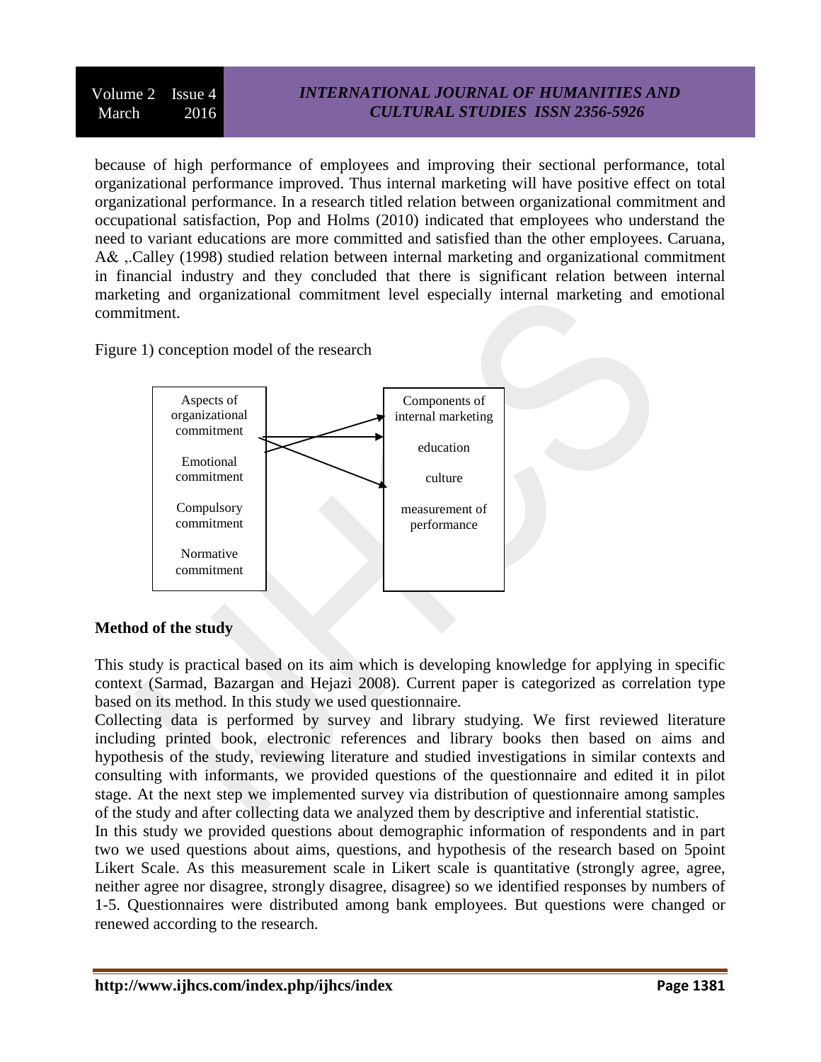because of high performance of employees and improving their sectional performance, total organizational performance improved. Thus internal marketing will have positive effect on total organizational performance. In a research titled relation between organizational commitment and occupational satisfaction, Pop and Holms (2010) indicated that employees who understand the need to variant educations are more committed and satisfied than the other employees. Caruana, A& ,.Calley (1998) studied relation between internal marketing and organizational commitment in financial industry and they concluded that there is significant relation between internal marketing and organizational commitment level especially internal marketing and emotional commitment.

Figure 1) conception model of the research

| Aspects of organizational commitment | Components of internal marketing |
|---|---|
| Emotional commitment | education |
| Compulsory commitment | culture |
| Normative commitment | measurement of performance |

## Method of the study

This study is practical based on its aim which is developing knowledge for applying in specific context (Sarmad, Bazargan and Hejazi 2008). Current paper is categorized as correlation type based on its method. In this study we used questionnaire.

Collecting data is performed by survey and library studying. We first reviewed literature including printed book, electronic references and library books then based on aims and hypothesis of the study, reviewing literature and studied investigations in similar contexts and consulting with informants, we provided questions of the questionnaire and edited it in pilot stage. At the next step we implemented survey via distribution of questionnaire among samples of the study and after collecting data we analyzed them by descriptive and inferential statistic.

In this study we provided questions about demographic information of respondents and in part two we used questions about aims, questions, and hypothesis of the research based on 5point Likert Scale. As this measurement scale in Likert scale is quantitative (strongly agree, agree, neither agree nor disagree, strongly disagree, disagree) so we identified responses by numbers of 1-5. Questionnaires were distributed among bank employees. But questions were changed or renewed according to the research.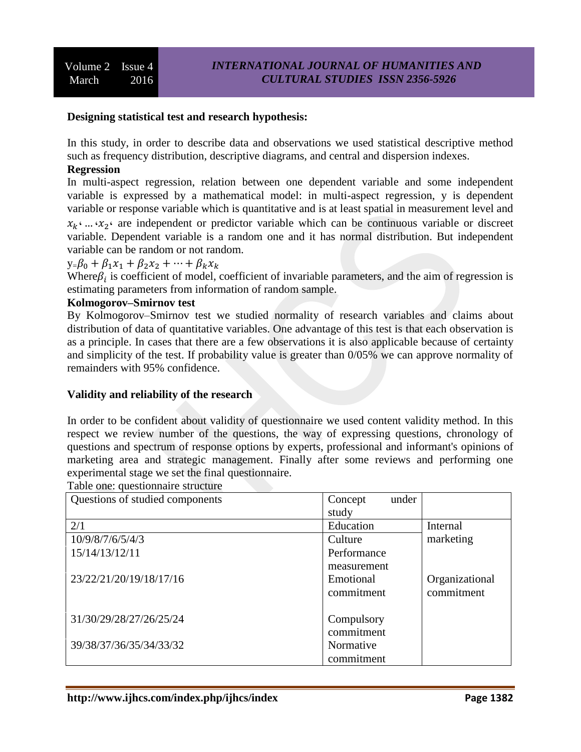**Designing statistical test and research hypothesis:**

In this study, in order to describe data and observations we used statistical descriptive method such as frequency distribution, descriptive diagrams, and central and dispersion indexes.

**Regression**

In multi-aspect regression, relation between one dependent variable and some independent variable is expressed by a mathematical model: in multi-aspect regression, y is dependent variable or response variable which is quantitative and is at least spatial in measurement level and $x_k$، ...،$x_2$، are independent or predictor variable which can be continuous variable or discreet variable. Dependent variable is a random one and it has normal distribution. But independent variable can be random or not random.

$y = \beta_0 + \beta_1 x_1 + \beta_2 x_2 + \cdots + \beta_k x_k$

Where $\beta_i$ is coefficient of model, coefficient of invariable parameters, and the aim of regression is estimating parameters from information of random sample.

**Kolmogorov–Smirnov test**

By Kolmogorov–Smirnov test we studied normality of research variables and claims about distribution of data of quantitative variables. One advantage of this test is that each observation is as a principle. In cases that there are a few observations it is also applicable because of certainty and simplicity of the test. If probability value is greater than 0/05% we can approve normality of remainders with 95% confidence.

**Validity and reliability of the research**

In order to be confident about validity of questionnaire we used content validity method. In this respect we review number of the questions, the way of expressing questions, chronology of questions and spectrum of response options by experts, professional and informant's opinions of marketing area and strategic management. Finally after some reviews and performing one experimental stage we set the final questionnaire.

Table one: questionnaire structure

| Questions of studied components | Concept under study | |
|---|---|---|
| 2/1 | Education | Internal marketing |
| 10/9/8/7/6/5/4/3 | Culture | |
| 15/14/13/12/11 | Performance measurement | |
| 23/22/21/20/19/18/17/16 | Emotional commitment | Organizational commitment |
| 31/30/29/28/27/26/25/24 | Compulsory commitment | |
| 39/38/37/36/35/34/33/32 | Normative commitment | |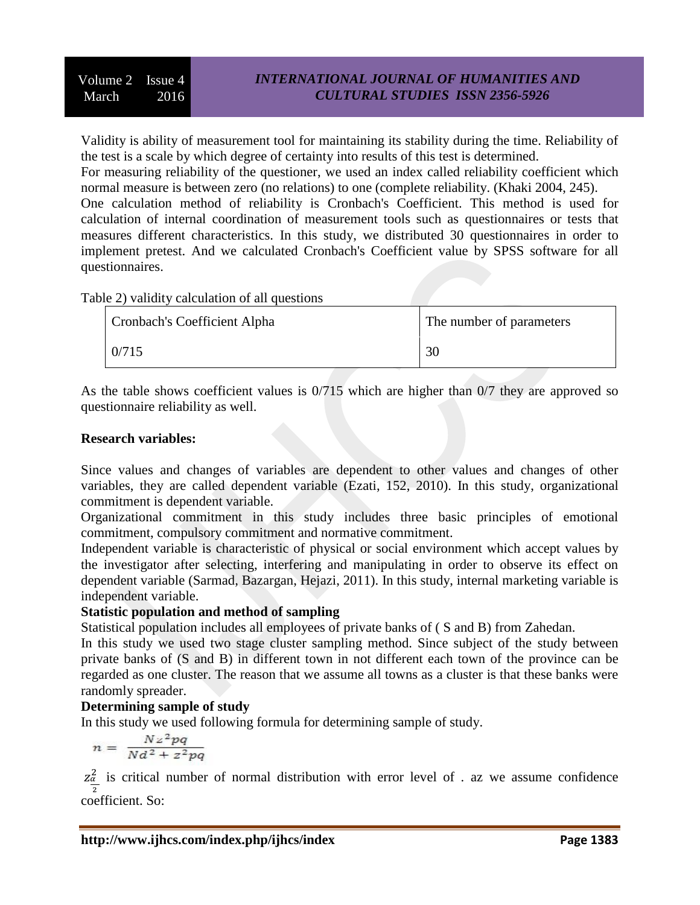Validity is ability of measurement tool for maintaining its stability during the time. Reliability of the test is a scale by which degree of certainty into results of this test is determined.

For measuring reliability of the questioner, we used an index called reliability coefficient which normal measure is between zero (no relations) to one (complete reliability. (Khaki 2004, 245).

One calculation method of reliability is Cronbach's Coefficient. This method is used for calculation of internal coordination of measurement tools such as questionnaires or tests that measures different characteristics. In this study, we distributed 30 questionnaires in order to implement pretest. And we calculated Cronbach's Coefficient value by SPSS software for all questionnaires.

Table 2) validity calculation of all questions

| Cronbach's Coefficient Alpha | The number of parameters |
|---|---|
| 0/715 | 30 |

As the table shows coefficient values is 0/715 which are higher than 0/7 they are approved so questionnaire reliability as well.

**Research variables:**

Since values and changes of variables are dependent to other values and changes of other variables, they are called dependent variable (Ezati, 152, 2010). In this study, organizational commitment is dependent variable.

Organizational commitment in this study includes three basic principles of emotional commitment, compulsory commitment and normative commitment.

Independent variable is characteristic of physical or social environment which accept values by the investigator after selecting, interfering and manipulating in order to observe its effect on dependent variable (Sarmad, Bazargan, Hejazi, 2011). In this study, internal marketing variable is independent variable.

**Statistic population and method of sampling**

Statistical population includes all employees of private banks of ( S and B) from Zahedan.

In this study we used two stage cluster sampling method. Since subject of the study between private banks of (S and B) in different town in not different each town of the province can be regarded as one cluster. The reason that we assume all towns as a cluster is that these banks were randomly spreader.

**Determining sample of study**

In this study we used following formula for determining sample of study.

$$n = \frac{Nz^2pq}{Nd^2 + z^2pq}$$

$z^2_{\frac{\alpha}{2}}$ is critical number of normal distribution with error level of . az we assume confidence coefficient. So: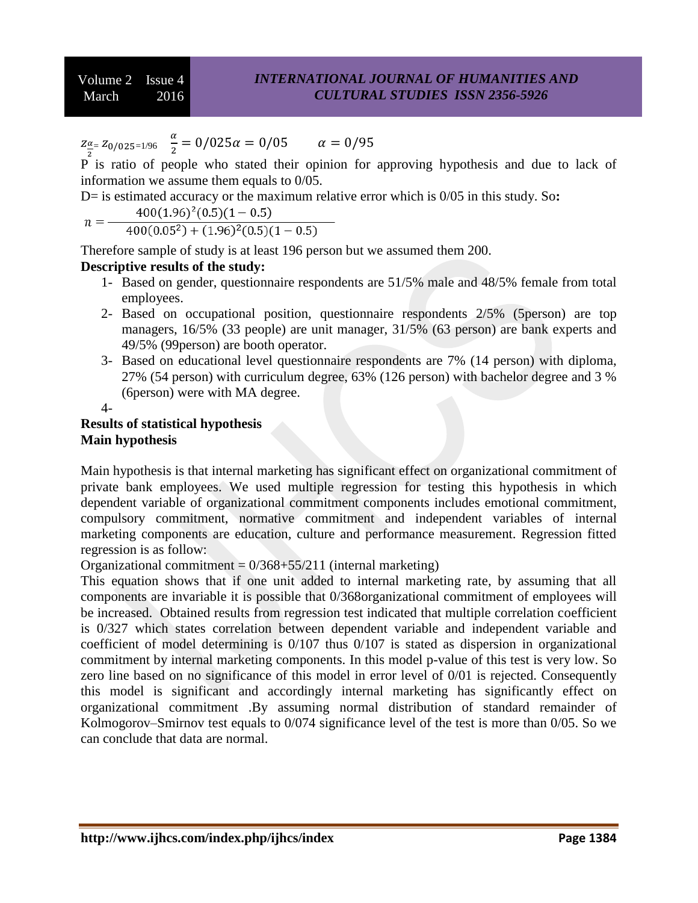$z_{\frac{\alpha}{2}} = z_{0/025=1/96}$ $\frac{\alpha}{2} = 0/025\alpha = 0/05$ $\alpha = 0/95$

P is ratio of people who stated their opinion for approving hypothesis and due to lack of information we assume them equals to 0/05.

D= is estimated accuracy or the maximum relative error which is 0/05 in this study. So**:**

$$n = \frac{400(1.96)^2(0.5)(1-0.5)}{400(0.05^2) + (1.96)^2(0.5)(1-0.5)}$$

Therefore sample of study is at least 196 person but we assumed them 200.

**Descriptive results of the study:**

1- Based on gender, questionnaire respondents are 51/5% male and 48/5% female from total employees.
2- Based on occupational position, questionnaire respondents 2/5% (5person) are top managers, 16/5% (33 people) are unit manager, 31/5% (63 person) are bank experts and 49/5% (99person) are booth operator.
3- Based on educational level questionnaire respondents are 7% (14 person) with diploma, 27% (54 person) with curriculum degree, 63% (126 person) with bachelor degree and 3 % (6person) were with MA degree.
4-

**Results of statistical hypothesis**

**Main hypothesis**

Main hypothesis is that internal marketing has significant effect on organizational commitment of private bank employees. We used multiple regression for testing this hypothesis in which dependent variable of organizational commitment components includes emotional commitment, compulsory commitment, normative commitment and independent variables of internal marketing components are education, culture and performance measurement. Regression fitted regression is as follow:

Organizational commitment = 0/368+55/211 (internal marketing)

This equation shows that if one unit added to internal marketing rate, by assuming that all components are invariable it is possible that 0/368organizational commitment of employees will be increased. Obtained results from regression test indicated that multiple correlation coefficient is 0/327 which states correlation between dependent variable and independent variable and coefficient of model determining is 0/107 thus 0/107 is stated as dispersion in organizational commitment by internal marketing components. In this model p-value of this test is very low. So zero line based on no significance of this model in error level of 0/01 is rejected. Consequently this model is significant and accordingly internal marketing has significantly effect on organizational commitment .By assuming normal distribution of standard remainder of Kolmogorov–Smirnov test equals to 0/074 significance level of the test is more than 0/05. So we can conclude that data are normal.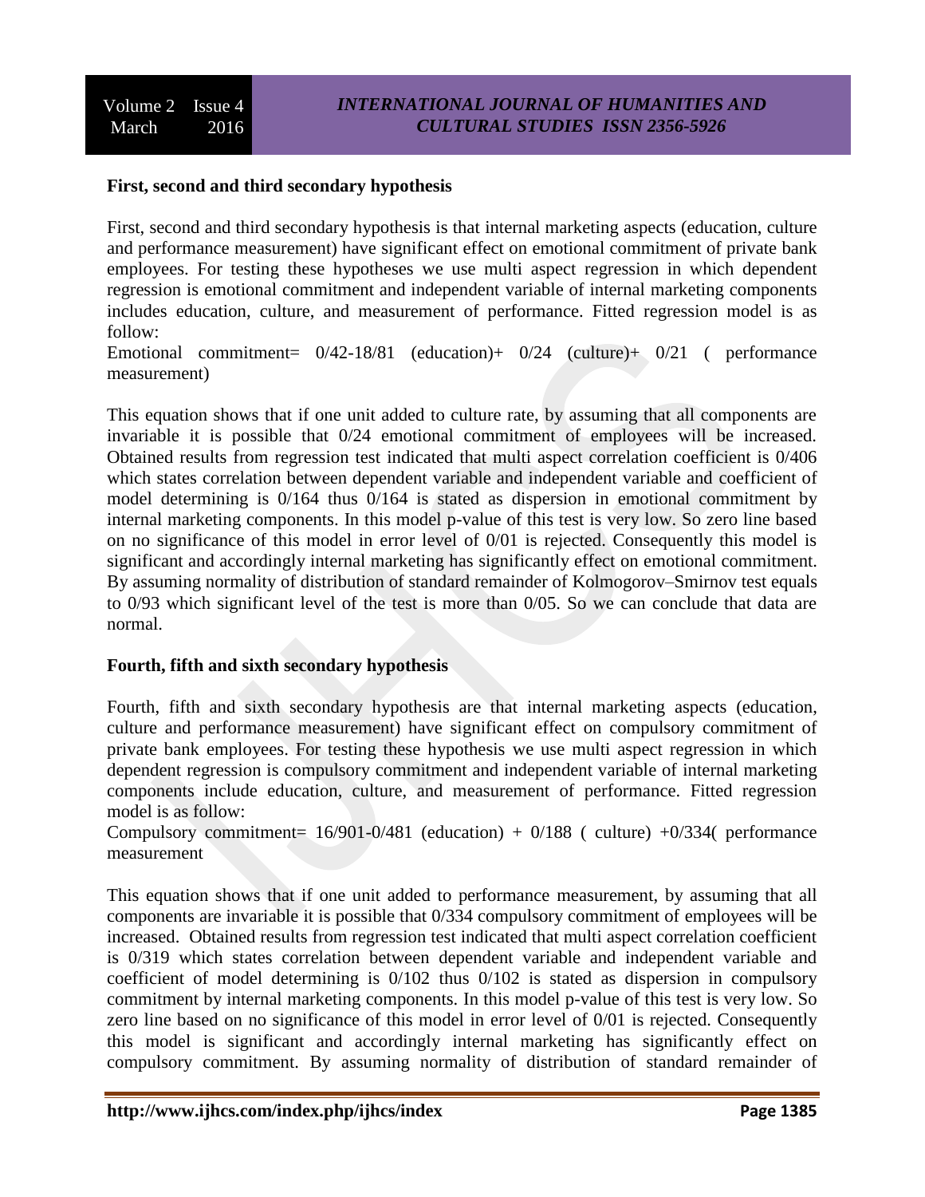**First, second and third secondary hypothesis**

First, second and third secondary hypothesis is that internal marketing aspects (education, culture and performance measurement) have significant effect on emotional commitment of private bank employees. For testing these hypotheses we use multi aspect regression in which dependent regression is emotional commitment and independent variable of internal marketing components includes education, culture, and measurement of performance. Fitted regression model is as follow:

Emotional commitment= 0/42-18/81 (education)+ 0/24 (culture)+ 0/21 ( performance measurement)

This equation shows that if one unit added to culture rate, by assuming that all components are invariable it is possible that 0/24 emotional commitment of employees will be increased. Obtained results from regression test indicated that multi aspect correlation coefficient is 0/406 which states correlation between dependent variable and independent variable and coefficient of model determining is 0/164 thus 0/164 is stated as dispersion in emotional commitment by internal marketing components. In this model p-value of this test is very low. So zero line based on no significance of this model in error level of 0/01 is rejected. Consequently this model is significant and accordingly internal marketing has significantly effect on emotional commitment. By assuming normality of distribution of standard remainder of Kolmogorov–Smirnov test equals to 0/93 which significant level of the test is more than 0/05. So we can conclude that data are normal.

**Fourth, fifth and sixth secondary hypothesis**

Fourth, fifth and sixth secondary hypothesis are that internal marketing aspects (education, culture and performance measurement) have significant effect on compulsory commitment of private bank employees. For testing these hypothesis we use multi aspect regression in which dependent regression is compulsory commitment and independent variable of internal marketing components include education, culture, and measurement of performance. Fitted regression model is as follow:

Compulsory commitment= 16/901-0/481 (education) + 0/188 ( culture) +0/334( performance measurement

This equation shows that if one unit added to performance measurement, by assuming that all components are invariable it is possible that 0/334 compulsory commitment of employees will be increased. Obtained results from regression test indicated that multi aspect correlation coefficient is 0/319 which states correlation between dependent variable and independent variable and coefficient of model determining is 0/102 thus 0/102 is stated as dispersion in compulsory commitment by internal marketing components. In this model p-value of this test is very low. So zero line based on no significance of this model in error level of 0/01 is rejected. Consequently this model is significant and accordingly internal marketing has significantly effect on compulsory commitment. By assuming normality of distribution of standard remainder of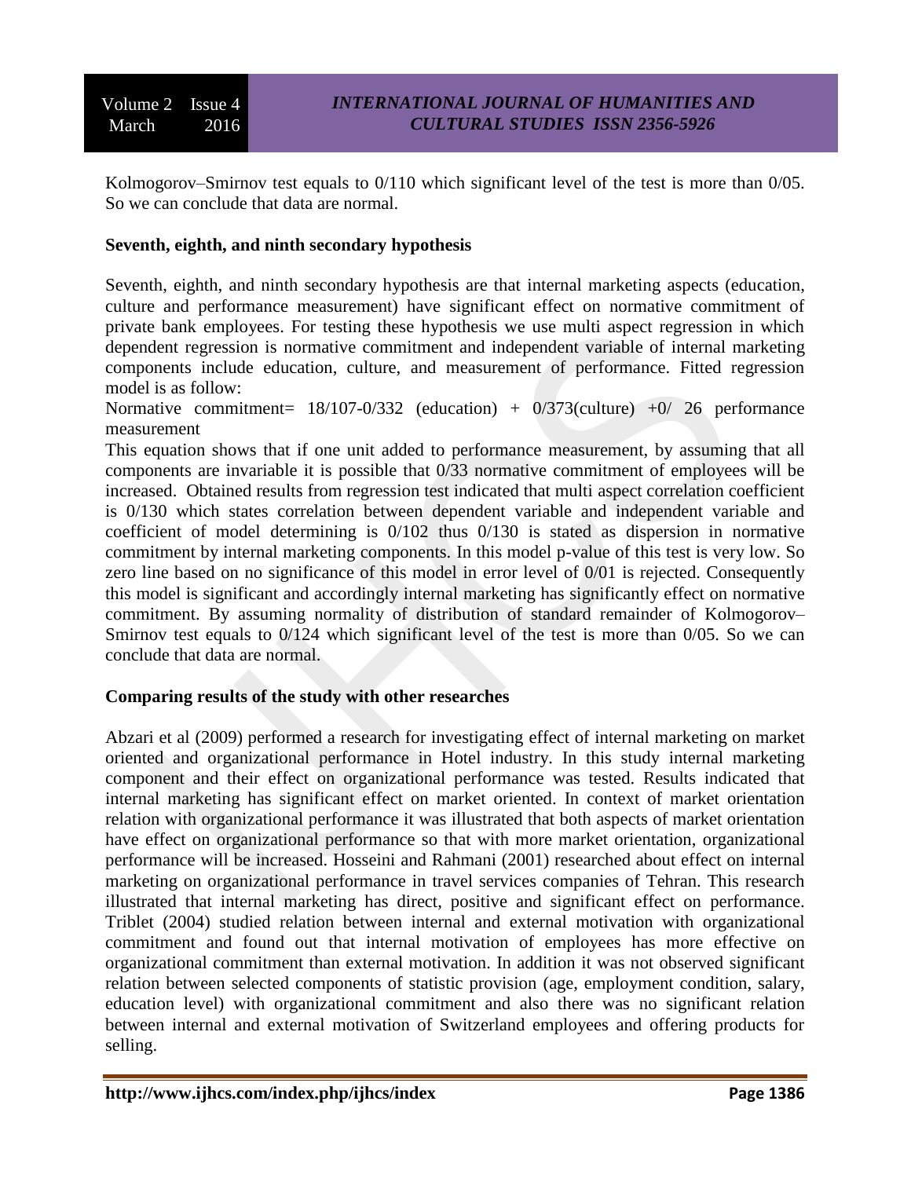Kolmogorov–Smirnov test equals to 0/110 which significant level of the test is more than 0/05. So we can conclude that data are normal.

**Seventh, eighth, and ninth secondary hypothesis**

Seventh, eighth, and ninth secondary hypothesis are that internal marketing aspects (education, culture and performance measurement) have significant effect on normative commitment of private bank employees. For testing these hypothesis we use multi aspect regression in which dependent regression is normative commitment and independent variable of internal marketing components include education, culture, and measurement of performance. Fitted regression model is as follow:

Normative commitment= 18/107-0/332 (education) + 0/373(culture) +0/ 26 performance measurement

This equation shows that if one unit added to performance measurement, by assuming that all components are invariable it is possible that 0/33 normative commitment of employees will be increased. Obtained results from regression test indicated that multi aspect correlation coefficient is 0/130 which states correlation between dependent variable and independent variable and coefficient of model determining is 0/102 thus 0/130 is stated as dispersion in normative commitment by internal marketing components. In this model p-value of this test is very low. So zero line based on no significance of this model in error level of 0/01 is rejected. Consequently this model is significant and accordingly internal marketing has significantly effect on normative commitment. By assuming normality of distribution of standard remainder of Kolmogorov–Smirnov test equals to 0/124 which significant level of the test is more than 0/05. So we can conclude that data are normal.

**Comparing results of the study with other researches**

Abzari et al (2009) performed a research for investigating effect of internal marketing on market oriented and organizational performance in Hotel industry. In this study internal marketing component and their effect on organizational performance was tested. Results indicated that internal marketing has significant effect on market oriented. In context of market orientation relation with organizational performance it was illustrated that both aspects of market orientation have effect on organizational performance so that with more market orientation, organizational performance will be increased. Hosseini and Rahmani (2001) researched about effect on internal marketing on organizational performance in travel services companies of Tehran. This research illustrated that internal marketing has direct, positive and significant effect on performance. Triblet (2004) studied relation between internal and external motivation with organizational commitment and found out that internal motivation of employees has more effective on organizational commitment than external motivation. In addition it was not observed significant relation between selected components of statistic provision (age, employment condition, salary, education level) with organizational commitment and also there was no significant relation between internal and external motivation of Switzerland employees and offering products for selling.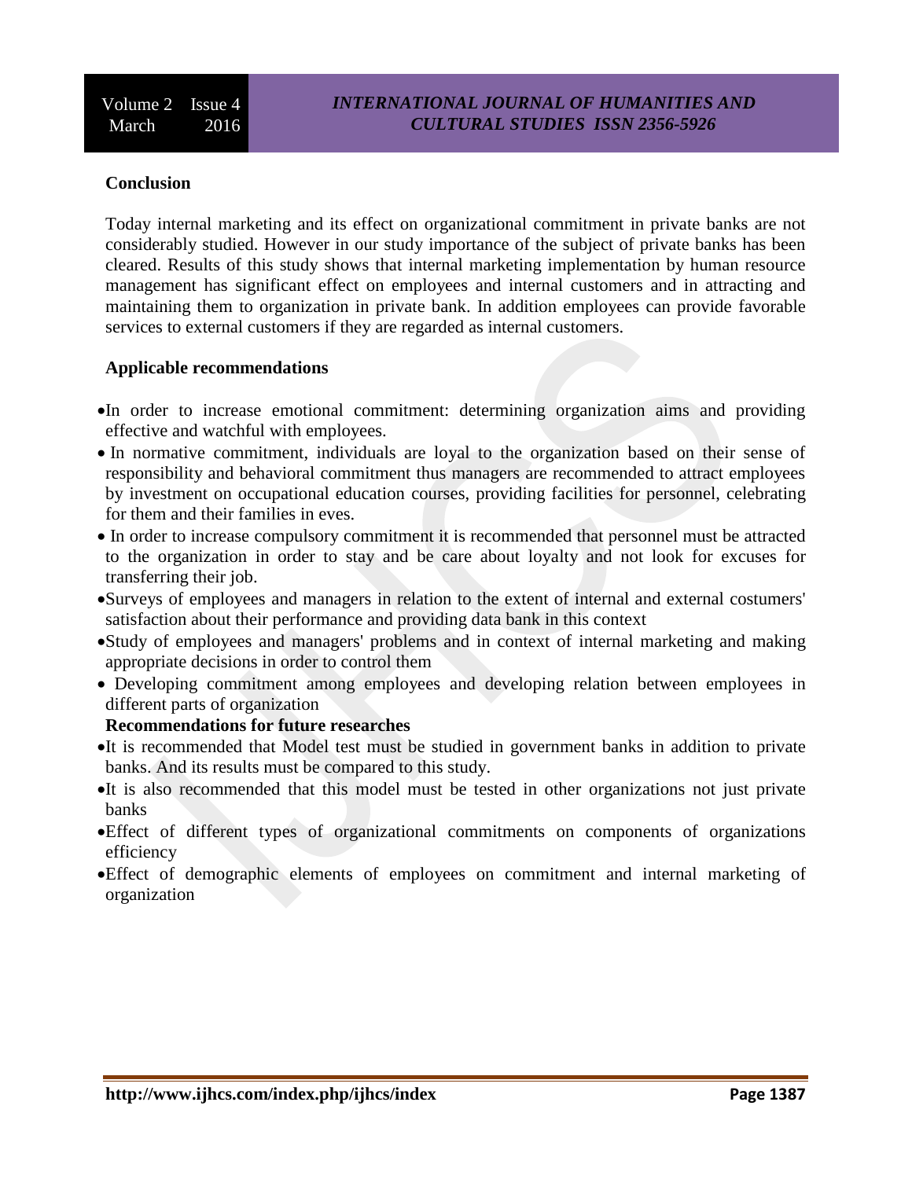## Conclusion

Today internal marketing and its effect on organizational commitment in private banks are not considerably studied. However in our study importance of the subject of private banks has been cleared. Results of this study shows that internal marketing implementation by human resource management has significant effect on employees and internal customers and in attracting and maintaining them to organization in private bank. In addition employees can provide favorable services to external customers if they are regarded as internal customers.

## Applicable recommendations

- In order to increase emotional commitment: determining organization aims and providing effective and watchful with employees.
- In normative commitment, individuals are loyal to the organization based on their sense of responsibility and behavioral commitment thus managers are recommended to attract employees by investment on occupational education courses, providing facilities for personnel, celebrating for them and their families in eves.
- In order to increase compulsory commitment it is recommended that personnel must be attracted to the organization in order to stay and be care about loyalty and not look for excuses for transferring their job.
- Surveys of employees and managers in relation to the extent of internal and external costumers' satisfaction about their performance and providing data bank in this context
- Study of employees and managers' problems and in context of internal marketing and making appropriate decisions in order to control them
- Developing commitment among employees and developing relation between employees in different parts of organization

## Recommendations for future researches

- It is recommended that Model test must be studied in government banks in addition to private banks. And its results must be compared to this study.
- It is also recommended that this model must be tested in other organizations not just private banks
- Effect of different types of organizational commitments on components of organizations efficiency
- Effect of demographic elements of employees on commitment and internal marketing of organization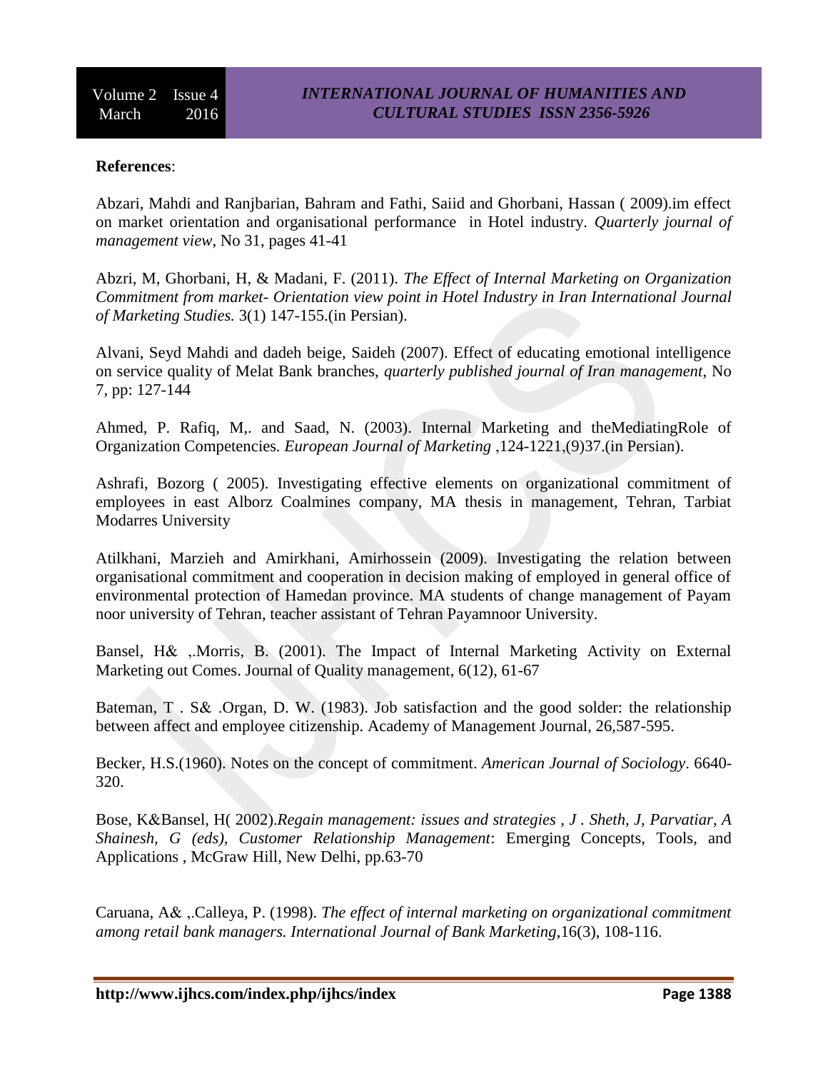**References**:

Abzari, Mahdi and Ranjbarian, Bahram and Fathi, Saiid and Ghorbani, Hassan ( 2009).im effect on market orientation and organisational performance in Hotel industry. *Quarterly journal of management view*, No 31, pages 41-41

Abzri, M, Ghorbani, H, & Madani, F. (2011). *The Effect of Internal Marketing on Organization Commitment from market- Orientation view point in Hotel Industry in Iran International Journal of Marketing Studies.* 3(1) 147-155.(in Persian).

Alvani, Seyd Mahdi and dadeh beige, Saideh (2007). Effect of educating emotional intelligence on service quality of Melat Bank branches, *quarterly published journal of Iran management*, No 7, pp: 127-144

Ahmed, P. Rafiq, M,. and Saad, N. (2003). Internal Marketing and theMediatingRole of Organization Competencies. *European Journal of Marketing* ,124-1221,(9)37.(in Persian).

Ashrafi, Bozorg ( 2005). Investigating effective elements on organizational commitment of employees in east Alborz Coalmines company, MA thesis in management, Tehran, Tarbiat Modarres University

Atilkhani, Marzieh and Amirkhani, Amirhossein (2009). Investigating the relation between organisational commitment and cooperation in decision making of employed in general office of environmental protection of Hamedan province. MA students of change management of Payam noor university of Tehran, teacher assistant of Tehran Payamnoor University.

Bansel, H& ,.Morris, B. (2001). The Impact of Internal Marketing Activity on External Marketing out Comes. Journal of Quality management, 6(12), 61-67

Bateman, T . S& .Organ, D. W. (1983). Job satisfaction and the good solder: the relationship between affect and employee citizenship. Academy of Management Journal, 26,587-595.

Becker, H.S.(1960). Notes on the concept of commitment. *American Journal of Sociology*. 6640-320.

Bose, K&Bansel, H( 2002).*Regain management: issues and strategies , J . Sheth, J, Parvatiar, A Shainesh, G (eds), Customer Relationship Management*: Emerging Concepts, Tools, and Applications , McGraw Hill, New Delhi, pp.63-70

Caruana, A& ,.Calleya, P. (1998). *The effect of internal marketing on organizational commitment among retail bank managers. International Journal of Bank Marketing*,16(3), 108-116.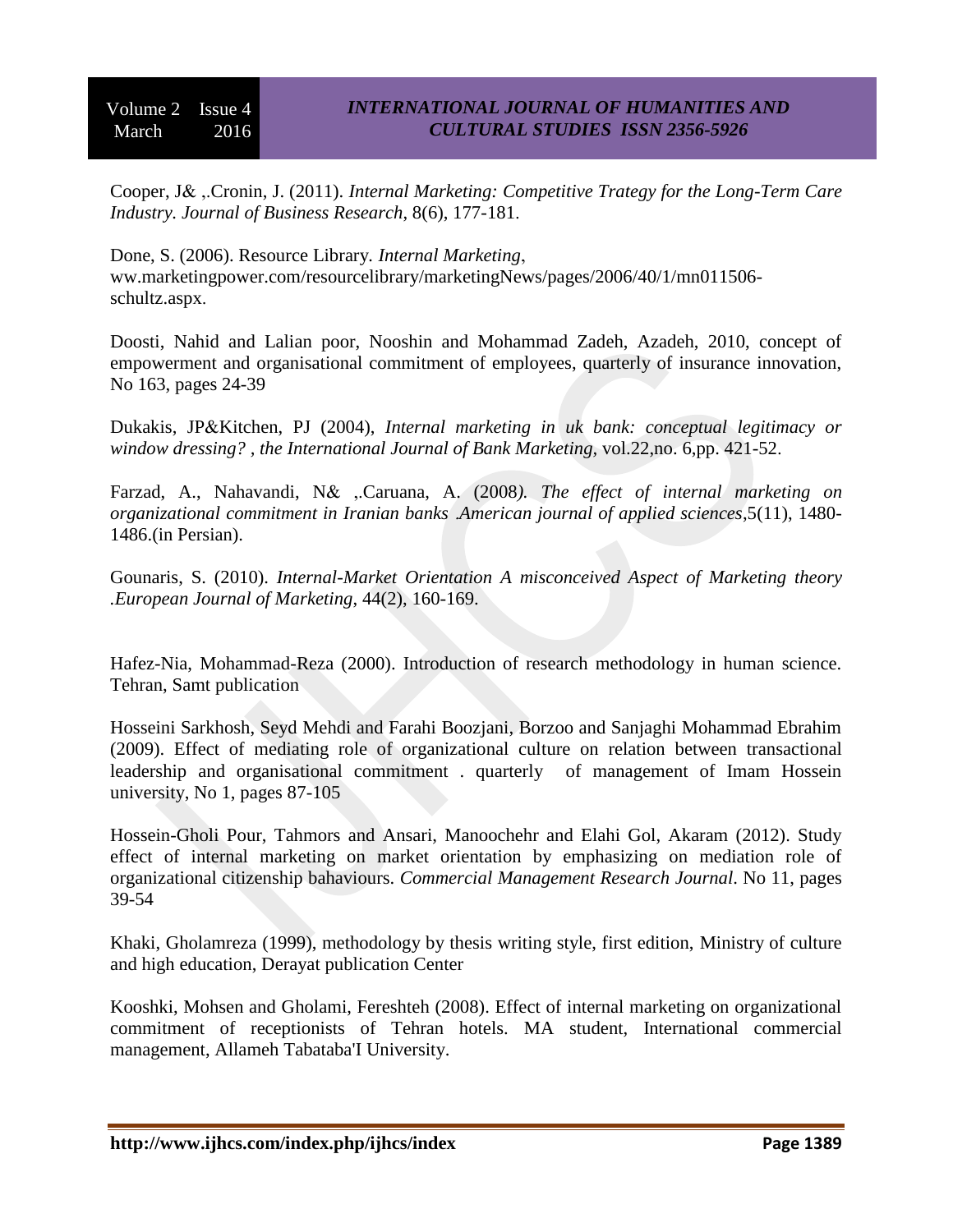Cooper, J& ,.Cronin, J. (2011). *Internal Marketing: Competitive Trategy for the Long-Term Care Industry. Journal of Business Research*, 8(6), 177-181.

Done, S. (2006). Resource Library. *Internal Marketing*, ww.marketingpower.com/resourcelibrary/marketingNews/pages/2006/40/1/mn011506-schultz.aspx.

Doosti, Nahid and Lalian poor, Nooshin and Mohammad Zadeh, Azadeh, 2010, concept of empowerment and organisational commitment of employees, quarterly of insurance innovation, No 163, pages 24-39

Dukakis, JP&Kitchen, PJ (2004), *Internal marketing in uk bank: conceptual legitimacy or window dressing? , the International Journal of Bank Marketing*, vol.22,no. 6,pp. 421-52.

Farzad, A., Nahavandi, N& ,.Caruana, A. (2008*). The effect of internal marketing on organizational commitment in Iranian banks .American journal of applied sciences*,5(11), 1480-1486.(in Persian).

Gounaris, S. (2010). *Internal-Market Orientation A misconceived Aspect of Marketing theory .European Journal of Marketing*, 44(2), 160-169.

Hafez-Nia, Mohammad-Reza (2000). Introduction of research methodology in human science. Tehran, Samt publication

Hosseini Sarkhosh, Seyd Mehdi and Farahi Boozjani, Borzoo and Sanjaghi Mohammad Ebrahim (2009). Effect of mediating role of organizational culture on relation between transactional leadership and organisational commitment . quarterly of management of Imam Hossein university, No 1, pages 87-105

Hossein-Gholi Pour, Tahmors and Ansari, Manoochehr and Elahi Gol, Akaram (2012). Study effect of internal marketing on market orientation by emphasizing on mediation role of organizational citizenship bahaviours. *Commercial Management Research Journal*. No 11, pages 39-54

Khaki, Gholamreza (1999), methodology by thesis writing style, first edition, Ministry of culture and high education, Derayat publication Center

Kooshki, Mohsen and Gholami, Fereshteh (2008). Effect of internal marketing on organizational commitment of receptionists of Tehran hotels. MA student, International commercial management, Allameh Tabataba'I University.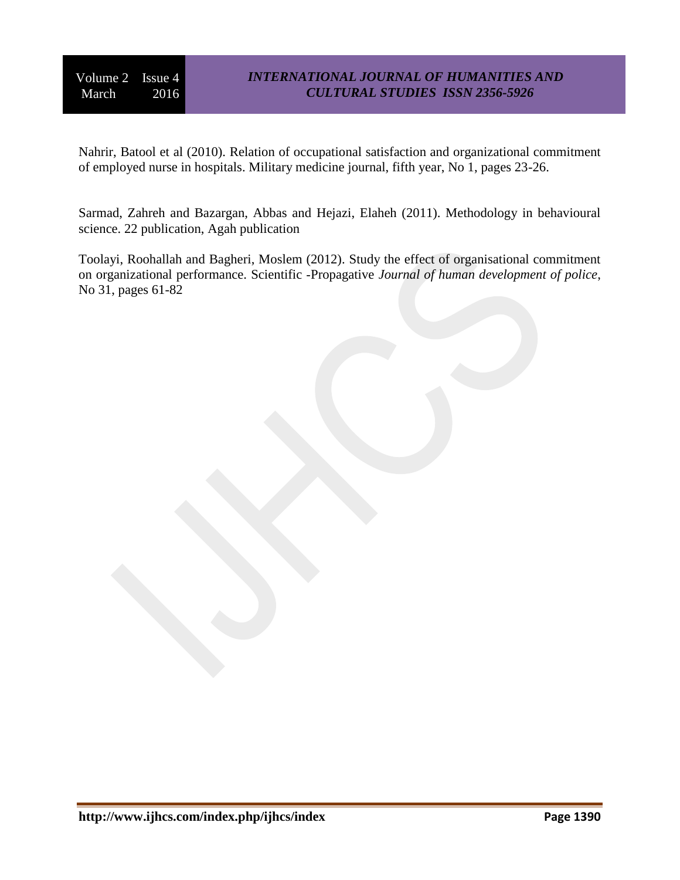Nahrir, Batool et al (2010). Relation of occupational satisfaction and organizational commitment of employed nurse in hospitals. Military medicine journal, fifth year, No 1, pages 23-26.

Sarmad, Zahreh and Bazargan, Abbas and Hejazi, Elaheh (2011). Methodology in behavioural science. 22 publication, Agah publication

Toolayi, Roohallah and Bagheri, Moslem (2012). Study the effect of organisational commitment on organizational performance. Scientific -Propagative *Journal of human development of police*, No 31, pages 61-82